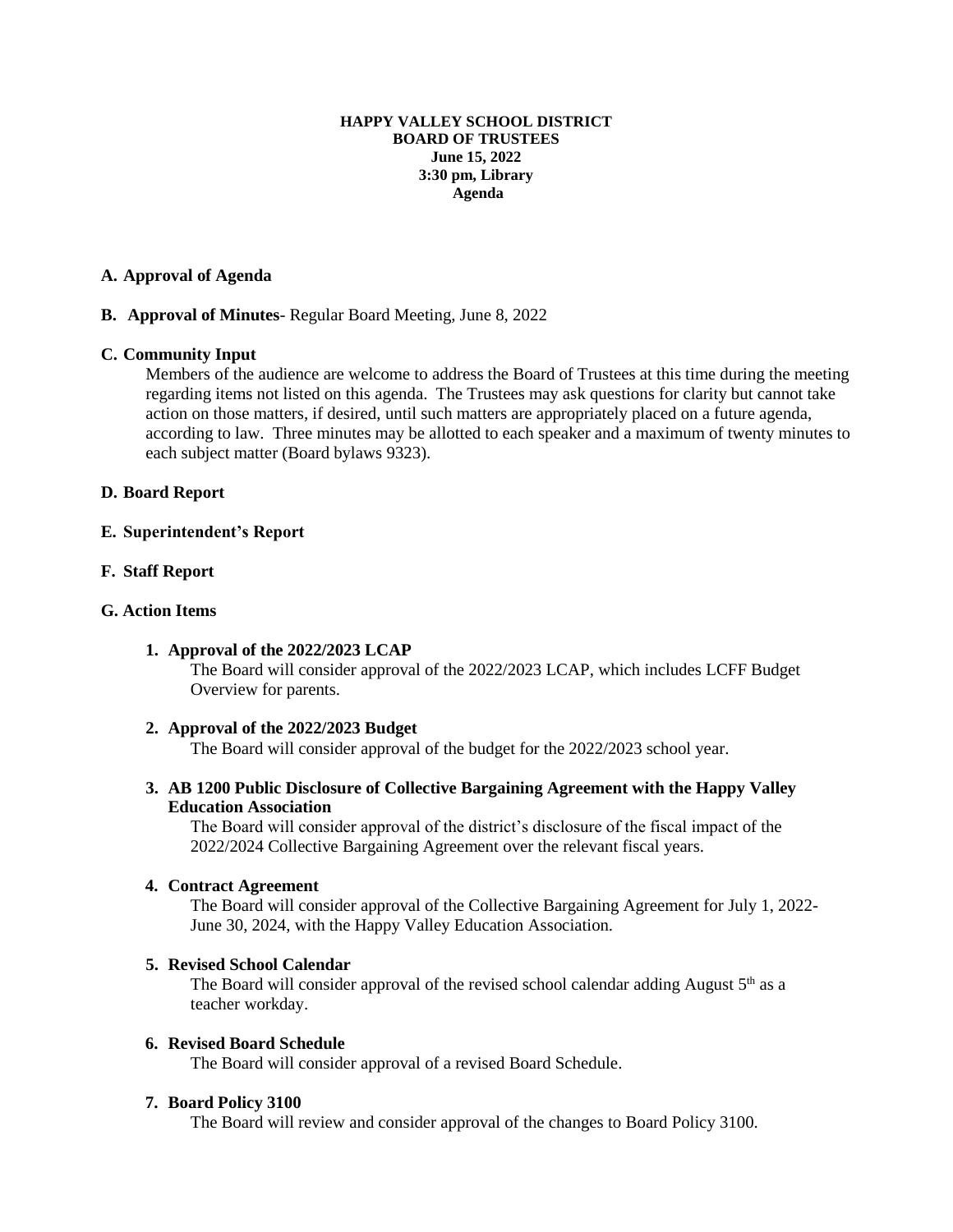**HAPPY VALLEY SCHOOL DISTRICT**
**BOARD OF TRUSTEES**
**June 15, 2022**
**3:30 pm, Library**
**Agenda**

**A. Approval of Agenda**

**B. Approval of Minutes**- Regular Board Meeting, June 8, 2022

**C. Community Input**

Members of the audience are welcome to address the Board of Trustees at this time during the meeting regarding items not listed on this agenda. The Trustees may ask questions for clarity but cannot take action on those matters, if desired, until such matters are appropriately placed on a future agenda, according to law. Three minutes may be allotted to each speaker and a maximum of twenty minutes to each subject matter (Board bylaws 9323).

**D. Board Report**

**E. Superintendent's Report**

**F. Staff Report**

**G. Action Items**

1. **Approval of the 2022/2023 LCAP**
   The Board will consider approval of the 2022/2023 LCAP, which includes LCFF Budget Overview for parents.

2. **Approval of the 2022/2023 Budget**
   The Board will consider approval of the budget for the 2022/2023 school year.

3. **AB 1200 Public Disclosure of Collective Bargaining Agreement with the Happy Valley Education Association**
   The Board will consider approval of the district's disclosure of the fiscal impact of the 2022/2024 Collective Bargaining Agreement over the relevant fiscal years.

4. **Contract Agreement**
   The Board will consider approval of the Collective Bargaining Agreement for July 1, 2022-June 30, 2024, with the Happy Valley Education Association.

5. **Revised School Calendar**
   The Board will consider approval of the revised school calendar adding August 5th as a teacher workday.

6. **Revised Board Schedule**
   The Board will consider approval of a revised Board Schedule.

7. **Board Policy 3100**
   The Board will review and consider approval of the changes to Board Policy 3100.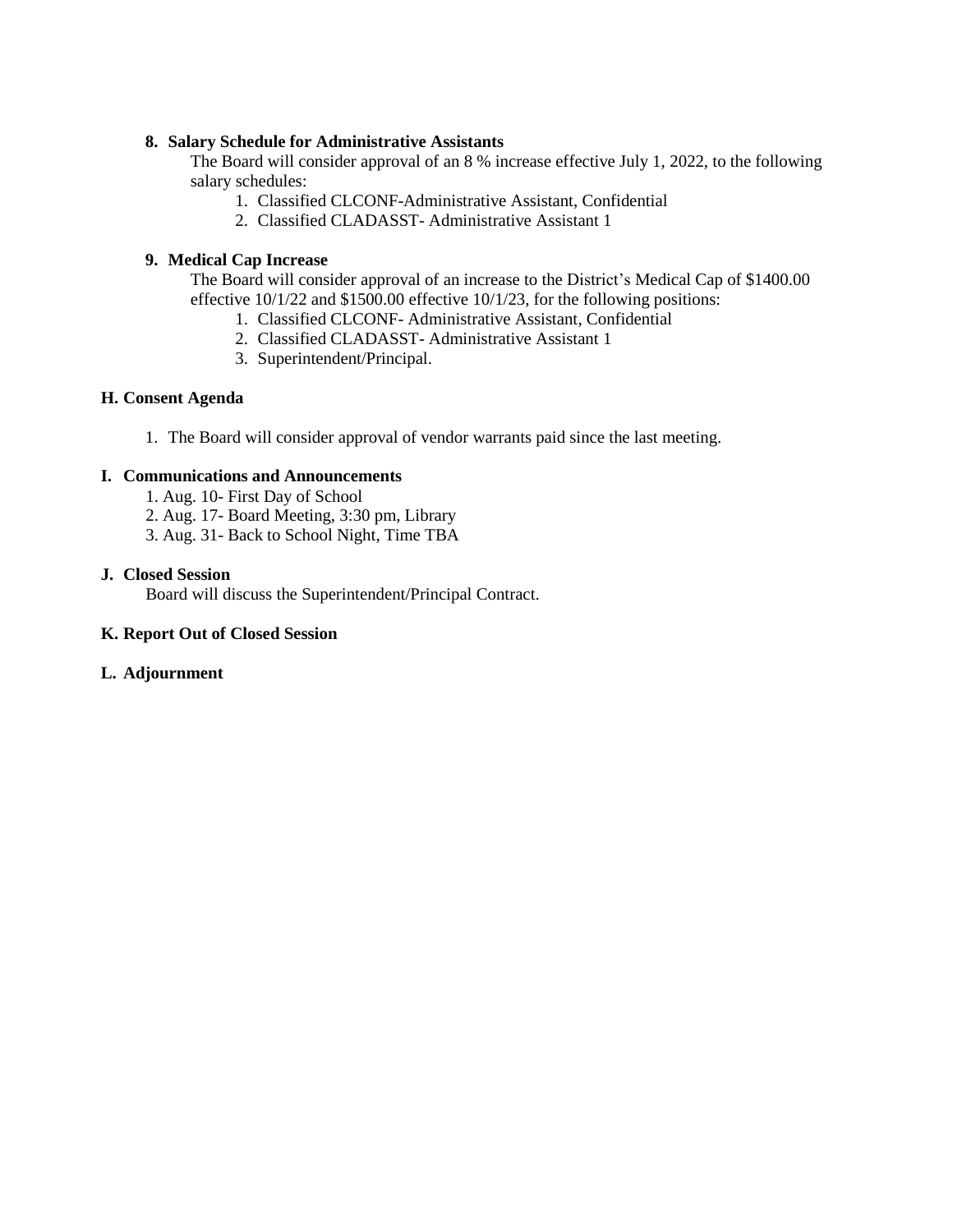**8. Salary Schedule for Administrative Assistants**

The Board will consider approval of an 8 % increase effective July 1, 2022, to the following salary schedules:

1. Classified CLCONF-Administrative Assistant, Confidential
2. Classified CLADASST- Administrative Assistant 1

**9. Medical Cap Increase**

The Board will consider approval of an increase to the District's Medical Cap of $1400.00 effective 10/1/22 and $1500.00 effective 10/1/23, for the following positions:

1. Classified CLCONF- Administrative Assistant, Confidential
2. Classified CLADASST- Administrative Assistant 1
3. Superintendent/Principal.

## H. Consent Agenda

1. The Board will consider approval of vendor warrants paid since the last meeting.

## I. Communications and Announcements

1. Aug. 10- First Day of School
2. Aug. 17- Board Meeting, 3:30 pm, Library
3. Aug. 31- Back to School Night, Time TBA

## J. Closed Session

Board will discuss the Superintendent/Principal Contract.

## K. Report Out of Closed Session

## L. Adjournment